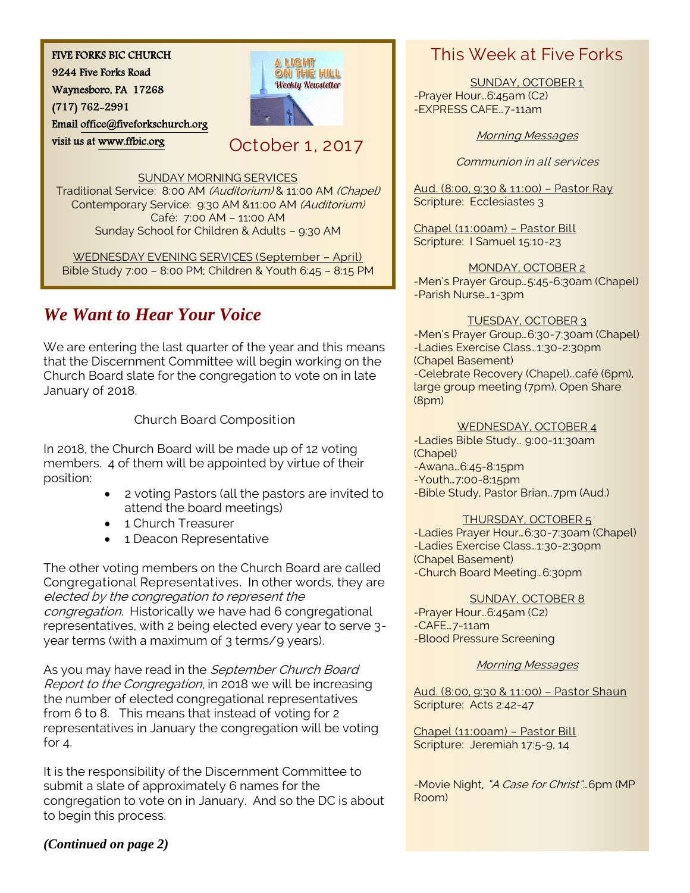FIVE FORKS BIC CHURCH
9244 Five Forks Road
Waynesboro, PA 17268
(717) 762-2991
Email office@fiveforkschurch.org
visit us at www.ffbic.org

A LIGHT ON THE HILL
Weekly Newsletter

October 1, 2017

SUNDAY MORNING SERVICES
Traditional Service: 8:00 AM *(Auditorium)* & 11:00 AM *(Chapel)*
Contemporary Service: 9:30 AM &11:00 AM *(Auditorium)*
Café: 7:00 AM – 11:00 AM
Sunday School for Children & Adults – 9:30 AM

WEDNESDAY EVENING SERVICES (September – April)
Bible Study 7:00 – 8:00 PM; Children & Youth 6:45 – 8:15 PM

## *We Want to Hear Your Voice*

We are entering the last quarter of the year and this means that the Discernment Committee will begin working on the Church Board slate for the congregation to vote on in late January of 2018.

Church Board Composition

In 2018, the Church Board will be made up of 12 voting members. 4 of them will be appointed by virtue of their position:

- 2 voting Pastors (all the pastors are invited to attend the board meetings)
- 1 Church Treasurer
- 1 Deacon Representative

The other voting members on the Church Board are called Congregational Representatives. In other words, they are *elected by the congregation to represent the congregation*. Historically we have had 6 congregational representatives, with 2 being elected every year to serve 3-year terms (with a maximum of 3 terms/9 years).

As you may have read in the *September Church Board Report to the Congregation*, in 2018 we will be increasing the number of elected congregational representatives from 6 to 8. This means that instead of voting for 2 representatives in January the congregation will be voting for 4.

It is the responsibility of the Discernment Committee to submit a slate of approximately 6 names for the congregation to vote on in January. And so the DC is about to begin this process.

***(Continued on page 2)***

## This Week at Five Forks

SUNDAY, OCTOBER 1
-Prayer Hour…6:45am (C2)
-EXPRESS CAFE…7-11am

*Morning Messages*

*Communion in all services*

Aud. (8:00, 9:30 & 11:00) – Pastor Ray
Scripture: Ecclesiastes 3

Chapel (11:00am) – Pastor Bill
Scripture: I Samuel 15:10-23

MONDAY, OCTOBER 2
-Men's Prayer Group…5:45-6:30am (Chapel)
-Parish Nurse…1-3pm

TUESDAY, OCTOBER 3
-Men's Prayer Group…6:30-7:30am (Chapel)
-Ladies Exercise Class…1:30-2:30pm (Chapel Basement)
-Celebrate Recovery (Chapel)…café (6pm), large group meeting (7pm), Open Share (8pm)

WEDNESDAY, OCTOBER 4
-Ladies Bible Study… 9:00-11:30am (Chapel)
-Awana…6:45-8:15pm
-Youth…7:00-8:15pm
-Bible Study, Pastor Brian…7pm (Aud.)

THURSDAY, OCTOBER 5
-Ladies Prayer Hour…6:30-7:30am (Chapel)
-Ladies Exercise Class…1:30-2:30pm (Chapel Basement)
-Church Board Meeting…6:30pm

SUNDAY, OCTOBER 8
-Prayer Hour…6:45am (C2)
-CAFE…7-11am
-Blood Pressure Screening

*Morning Messages*

Aud. (8:00, 9:30 & 11:00) – Pastor Shaun
Scripture: Acts 2:42-47

Chapel (11:00am) – Pastor Bill
Scripture: Jeremiah 17:5-9, 14

-Movie Night, *"A Case for Christ"*…6pm (MP Room)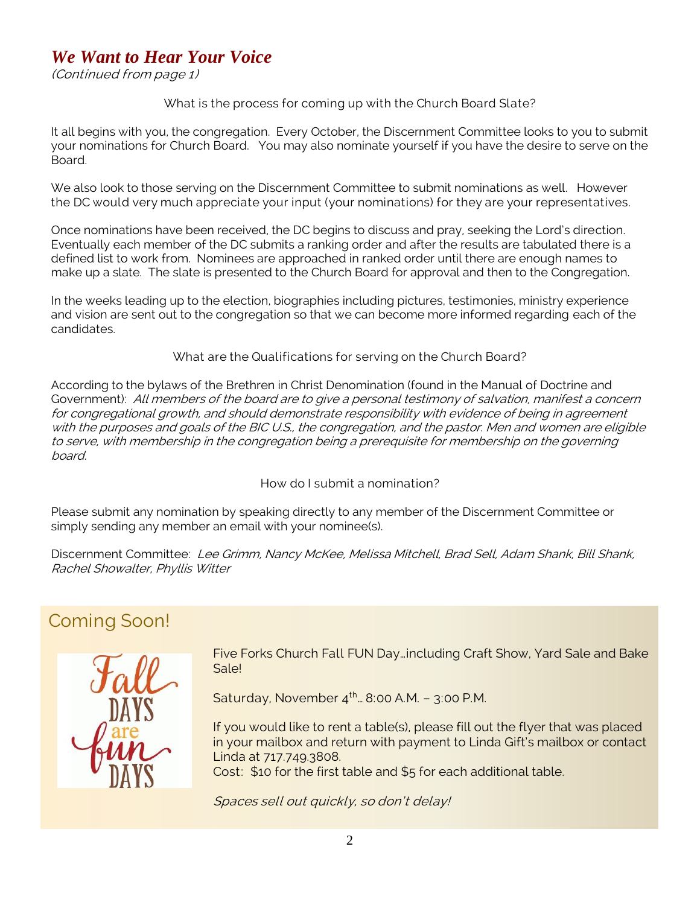## *We Want to Hear Your Voice*

*(Continued from page 1)*

What is the process for coming up with the Church Board Slate?

It all begins with you, the congregation. Every October, the Discernment Committee looks to you to submit your nominations for Church Board. You may also nominate yourself if you have the desire to serve on the Board.

We also look to those serving on the Discernment Committee to submit nominations as well. However the DC would very much appreciate your input (your nominations) for they are your representatives.

Once nominations have been received, the DC begins to discuss and pray, seeking the Lord's direction. Eventually each member of the DC submits a ranking order and after the results are tabulated there is a defined list to work from. Nominees are approached in ranked order until there are enough names to make up a slate. The slate is presented to the Church Board for approval and then to the Congregation.

In the weeks leading up to the election, biographies including pictures, testimonies, ministry experience and vision are sent out to the congregation so that we can become more informed regarding each of the candidates.

What are the Qualifications for serving on the Church Board?

According to the bylaws of the Brethren in Christ Denomination (found in the Manual of Doctrine and Government): *All members of the board are to give a personal testimony of salvation, manifest a concern for congregational growth, and should demonstrate responsibility with evidence of being in agreement with the purposes and goals of the BIC U.S., the congregation, and the pastor. Men and women are eligible to serve, with membership in the congregation being a prerequisite for membership on the governing board.*

How do I submit a nomination?

Please submit any nomination by speaking directly to any member of the Discernment Committee or simply sending any member an email with your nominee(s).

Discernment Committee: *Lee Grimm, Nancy McKee, Melissa Mitchell, Brad Sell, Adam Shank, Bill Shank, Rachel Showalter, Phyllis Witter*

## Coming Soon!

Fall DAYS are fun DAYS

Five Forks Church Fall FUN Day…including Craft Show, Yard Sale and Bake Sale!

Saturday, November 4th… 8:00 A.M. – 3:00 P.M.

If you would like to rent a table(s), please fill out the flyer that was placed in your mailbox and return with payment to Linda Gift's mailbox or contact Linda at 717.749.3808.
Cost: $10 for the first table and $5 for each additional table.

*Spaces sell out quickly, so don't delay!*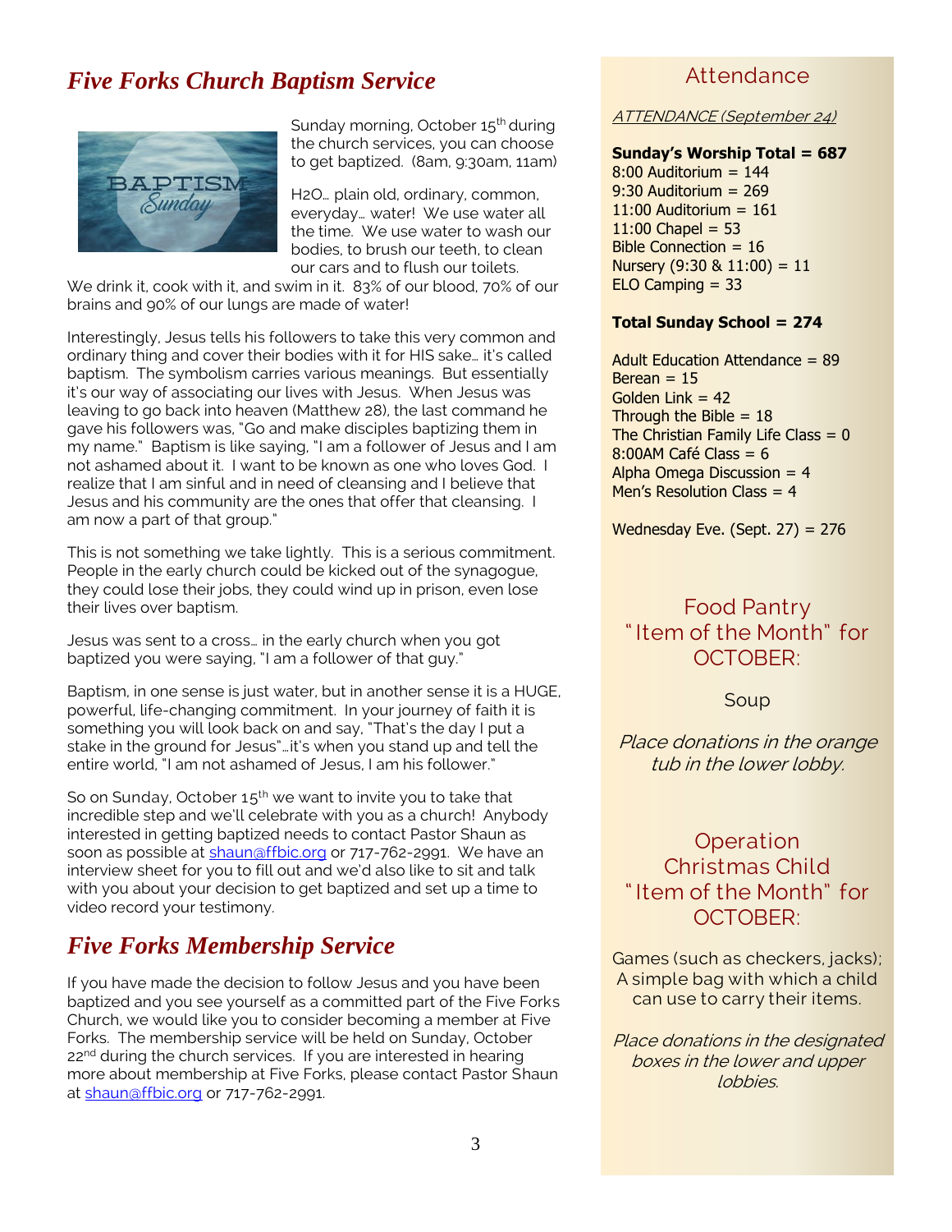## *Five Forks Church Baptism Service*

Sunday morning, October 15th during the church services, you can choose to get baptized. (8am, 9:30am, 11am)

H2O… plain old, ordinary, common, everyday… water! We use water all the time. We use water to wash our bodies, to brush our teeth, to clean our cars and to flush our toilets. We drink it, cook with it, and swim in it. 83% of our blood, 70% of our brains and 90% of our lungs are made of water!

Interestingly, Jesus tells his followers to take this very common and ordinary thing and cover their bodies with it for HIS sake… it's called baptism. The symbolism carries various meanings. But essentially it's our way of associating our lives with Jesus. When Jesus was leaving to go back into heaven (Matthew 28), the last command he gave his followers was, "Go and make disciples baptizing them in my name." Baptism is like saying, "I am a follower of Jesus and I am not ashamed about it. I want to be known as one who loves God. I realize that I am sinful and in need of cleansing and I believe that Jesus and his community are the ones that offer that cleansing. I am now a part of that group."

This is not something we take lightly. This is a serious commitment. People in the early church could be kicked out of the synagogue, they could lose their jobs, they could wind up in prison, even lose their lives over baptism.

Jesus was sent to a cross… in the early church when you got baptized you were saying, "I am a follower of that guy."

Baptism, in one sense is just water, but in another sense it is a HUGE, powerful, life-changing commitment. In your journey of faith it is something you will look back on and say, "That's the day I put a stake in the ground for Jesus"…it's when you stand up and tell the entire world, "I am not ashamed of Jesus, I am his follower."

So on Sunday, October 15th we want to invite you to take that incredible step and we'll celebrate with you as a church! Anybody interested in getting baptized needs to contact Pastor Shaun as soon as possible at shaun@ffbic.org or 717-762-2991. We have an interview sheet for you to fill out and we'd also like to sit and talk with you about your decision to get baptized and set up a time to video record your testimony.

## *Five Forks Membership Service*

If you have made the decision to follow Jesus and you have been baptized and you see yourself as a committed part of the Five Forks Church, we would like you to consider becoming a member at Five Forks. The membership service will be held on Sunday, October 22nd during the church services. If you are interested in hearing more about membership at Five Forks, please contact Pastor Shaun at shaun@ffbic.org or 717-762-2991.

## Attendance

*ATTENDANCE (September 24)*

**Sunday's Worship Total = 687**
8:00 Auditorium = 144
9:30 Auditorium = 269
11:00 Auditorium = 161
11:00 Chapel = 53
Bible Connection = 16
Nursery (9:30 & 11:00) = 11
ELO Camping = 33

**Total Sunday School = 274**

Adult Education Attendance = 89
Berean = 15
Golden Link = 42
Through the Bible = 18
The Christian Family Life Class = 0
8:00AM Café Class = 6
Alpha Omega Discussion = 4
Men's Resolution Class = 4

Wednesday Eve. (Sept. 27) = 276

## Food Pantry "Item of the Month" for OCTOBER:

Soup

*Place donations in the orange tub in the lower lobby.*

## Operation Christmas Child "Item of the Month" for OCTOBER:

Games (such as checkers, jacks); A simple bag with which a child can use to carry their items.

*Place donations in the designated boxes in the lower and upper lobbies.*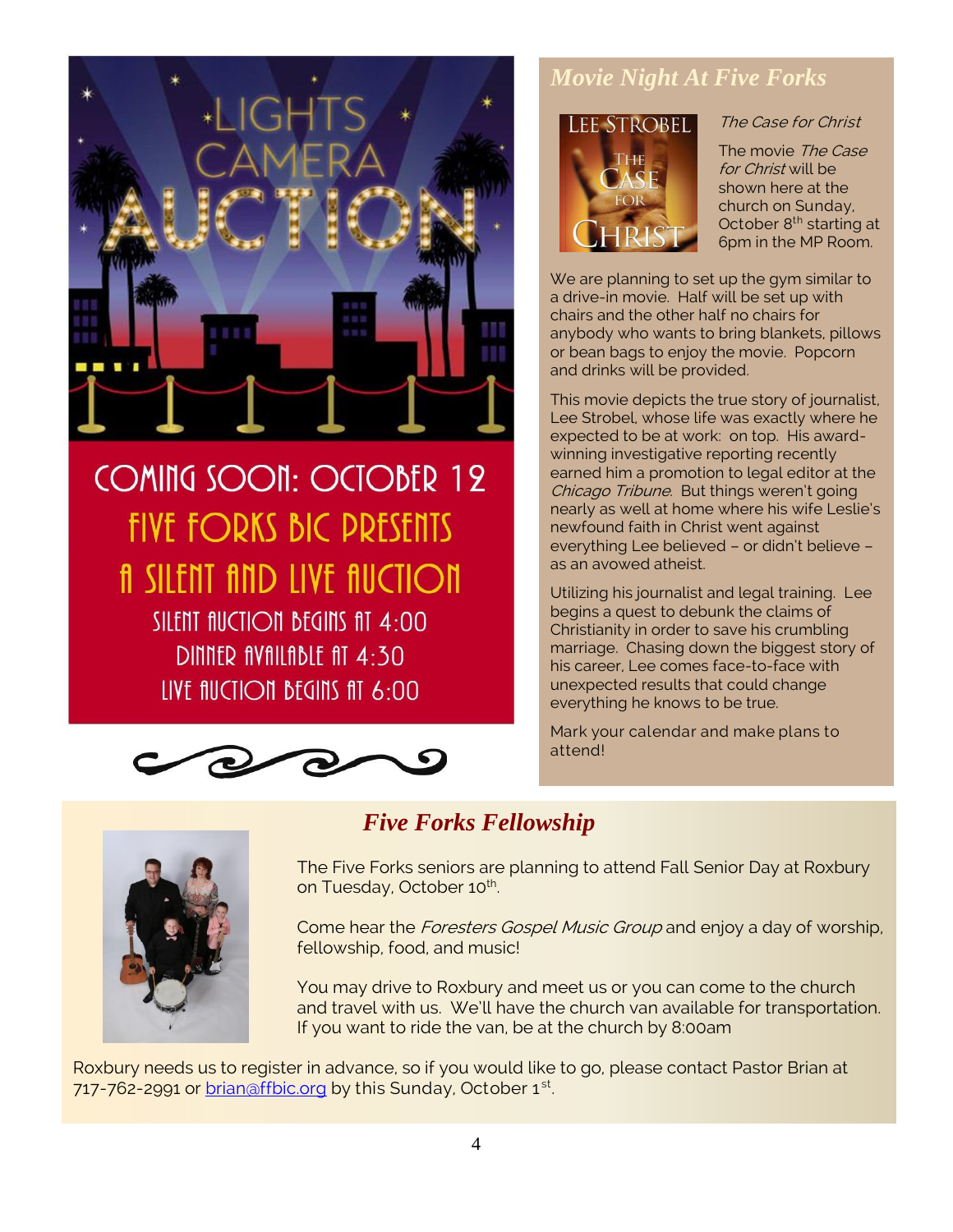LIGHTS CAMERA AUCTION

COMING SOON: OCTOBER 12

FIVE FORKS BIC PRESENTS

A SILENT AND LIVE AUCTION

SILENT AUCTION BEGINS AT 4:00

DINNER AVAILABLE AT 4:30

LIVE AUCTION BEGINS AT 6:00

## *Movie Night At Five Forks*

*The Case for Christ*

The movie *The Case for Christ* will be shown here at the church on Sunday, October 8th starting at 6pm in the MP Room.

We are planning to set up the gym similar to a drive-in movie. Half will be set up with chairs and the other half no chairs for anybody who wants to bring blankets, pillows or bean bags to enjoy the movie. Popcorn and drinks will be provided.

This movie depicts the true story of journalist, Lee Strobel, whose life was exactly where he expected to be at work: on top. His award-winning investigative reporting recently earned him a promotion to legal editor at the *Chicago Tribune*. But things weren't going nearly as well at home where his wife Leslie's newfound faith in Christ went against everything Lee believed – or didn't believe – as an avowed atheist.

Utilizing his journalist and legal training. Lee begins a quest to debunk the claims of Christianity in order to save his crumbling marriage. Chasing down the biggest story of his career, Lee comes face-to-face with unexpected results that could change everything he knows to be true.

Mark your calendar and make plans to attend!

## *Five Forks Fellowship*

The Five Forks seniors are planning to attend Fall Senior Day at Roxbury on Tuesday, October 10th.

Come hear the *Foresters Gospel Music Group* and enjoy a day of worship, fellowship, food, and music!

You may drive to Roxbury and meet us or you can come to the church and travel with us. We'll have the church van available for transportation. If you want to ride the van, be at the church by 8:00am

Roxbury needs us to register in advance, so if you would like to go, please contact Pastor Brian at 717-762-2991 or brian@ffbic.org by this Sunday, October 1st.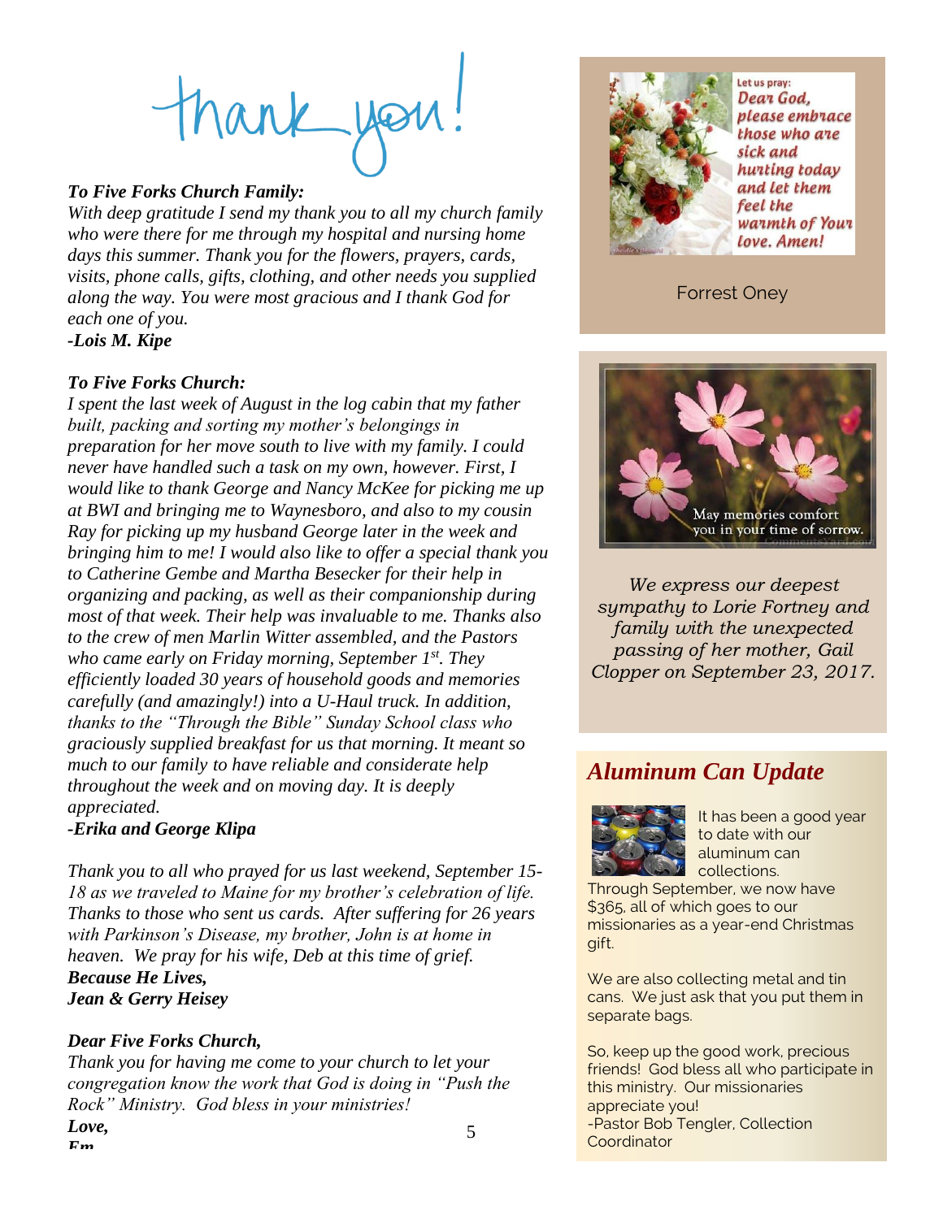thank you!

***To Five Forks Church Family:***

*With deep gratitude I send my thank you to all my church family who were there for me through my hospital and nursing home days this summer. Thank you for the flowers, prayers, cards, visits, phone calls, gifts, clothing, and other needs you supplied along the way. You were most gracious and I thank God for each one of you.*

***-Lois M. Kipe***

***To Five Forks Church:***

*I spent the last week of August in the log cabin that my father built, packing and sorting my mother's belongings in preparation for her move south to live with my family. I could never have handled such a task on my own, however. First, I would like to thank George and Nancy McKee for picking me up at BWI and bringing me to Waynesboro, and also to my cousin Ray for picking up my husband George later in the week and bringing him to me! I would also like to offer a special thank you to Catherine Gembe and Martha Besecker for their help in organizing and packing, as well as their companionship during most of that week. Their help was invaluable to me. Thanks also to the crew of men Marlin Witter assembled, and the Pastors who came early on Friday morning, September 1st. They efficiently loaded 30 years of household goods and memories carefully (and amazingly!) into a U-Haul truck. In addition, thanks to the "Through the Bible" Sunday School class who graciously supplied breakfast for us that morning. It meant so much to our family to have reliable and considerate help throughout the week and on moving day. It is deeply appreciated.*

***-Erika and George Klipa***

*Thank you to all who prayed for us last weekend, September 15-18 as we traveled to Maine for my brother's celebration of life. Thanks to those who sent us cards. After suffering for 26 years with Parkinson's Disease, my brother, John is at home in heaven. We pray for his wife, Deb at this time of grief.*

***Because He Lives,***
***Jean & Gerry Heisey***

***Dear Five Forks Church,***

*Thank you for having me come to your church to let your congregation know the work that God is doing in "Push the Rock" Ministry. God bless in your ministries!*

***Love,***
***Em***

Let us pray: Dear God, please embrace those who are sick and hurting today and let them feel the warmth of Your love. Amen!

Forrest Oney

May memories comfort you in your time of sorrow.

*We express our deepest sympathy to Lorie Fortney and family with the unexpected passing of her mother, Gail Clopper on September 23, 2017.*

## *Aluminum Can Update*

It has been a good year to date with our aluminum can collections. Through September, we now have $365, all of which goes to our missionaries as a year-end Christmas gift.

We are also collecting metal and tin cans. We just ask that you put them in separate bags.

So, keep up the good work, precious friends! God bless all who participate in this ministry. Our missionaries appreciate you!

-Pastor Bob Tengler, Collection Coordinator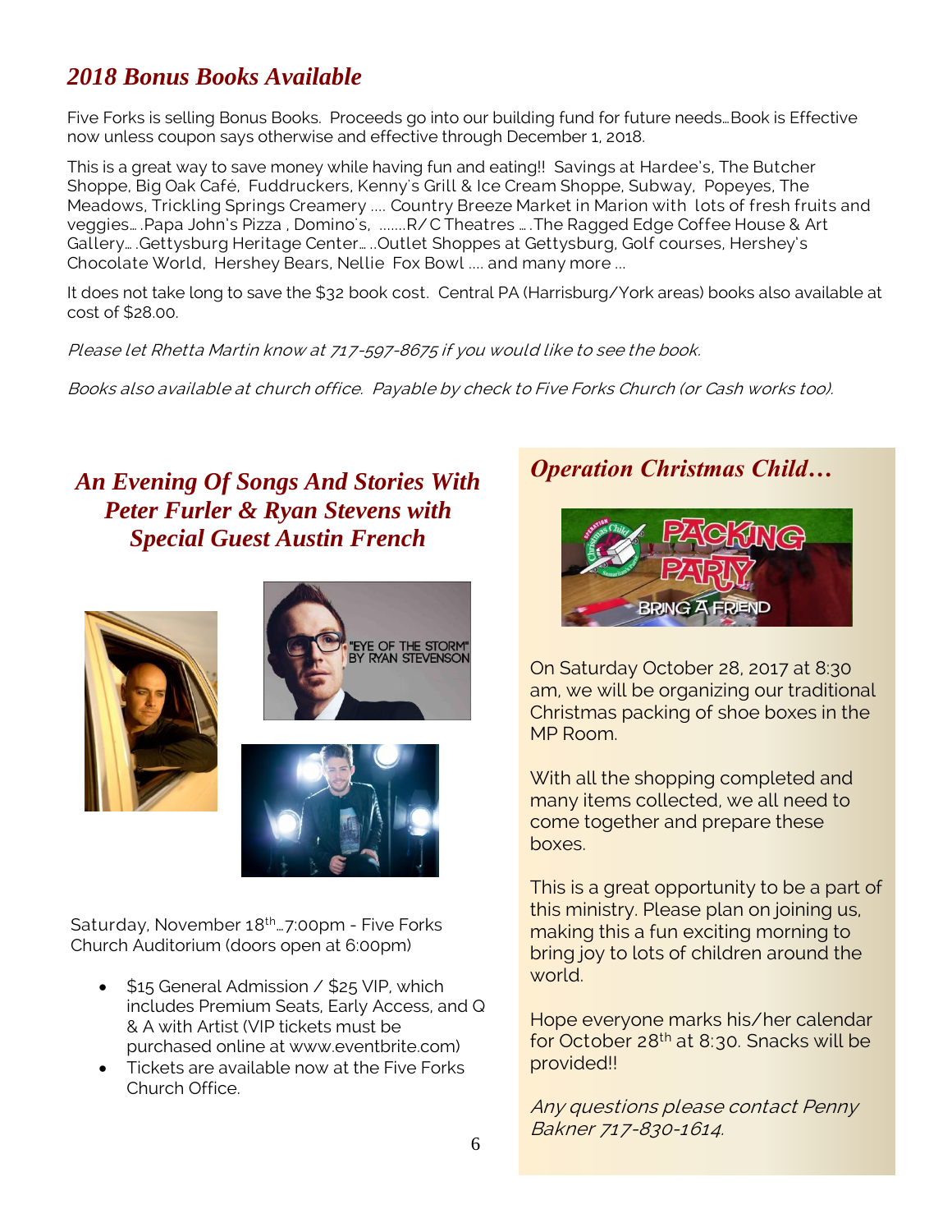## *2018 Bonus Books Available*

Five Forks is selling Bonus Books. Proceeds go into our building fund for future needs…Book is Effective now unless coupon says otherwise and effective through December 1, 2018.

This is a great way to save money while having fun and eating!! Savings at Hardee's, The Butcher Shoppe, Big Oak Café, Fuddruckers, Kenny's Grill & Ice Cream Shoppe, Subway, Popeyes, The Meadows, Trickling Springs Creamery …. Country Breeze Market in Marion with lots of fresh fruits and veggies… .Papa John's Pizza , Domino's, …….R/C Theatres … .The Ragged Edge Coffee House & Art Gallery… .Gettysburg Heritage Center… ..Outlet Shoppes at Gettysburg, Golf courses, Hershey's Chocolate World, Hershey Bears, Nellie Fox Bowl …. and many more …

It does not take long to save the $32 book cost. Central PA (Harrisburg/York areas) books also available at cost of $28.00.

*Please let Rhetta Martin know at 717-597-8675 if you would like to see the book.*

*Books also available at church office. Payable by check to Five Forks Church (or Cash works too).*

## *An Evening Of Songs And Stories With Peter Furler & Ryan Stevens with Special Guest Austin French*

Saturday, November 18th…7:00pm - Five Forks Church Auditorium (doors open at 6:00pm)

- $15 General Admission / $25 VIP, which includes Premium Seats, Early Access, and Q & A with Artist (VIP tickets must be purchased online at www.eventbrite.com)
- Tickets are available now at the Five Forks Church Office.

## *Operation Christmas Child…*

On Saturday October 28, 2017 at 8:30 am, we will be organizing our traditional Christmas packing of shoe boxes in the MP Room.

With all the shopping completed and many items collected, we all need to come together and prepare these boxes.

This is a great opportunity to be a part of this ministry. Please plan on joining us, making this a fun exciting morning to bring joy to lots of children around the world.

Hope everyone marks his/her calendar for October 28th at 8:30. Snacks will be provided!!

*Any questions please contact Penny Bakner 717-830-1614.*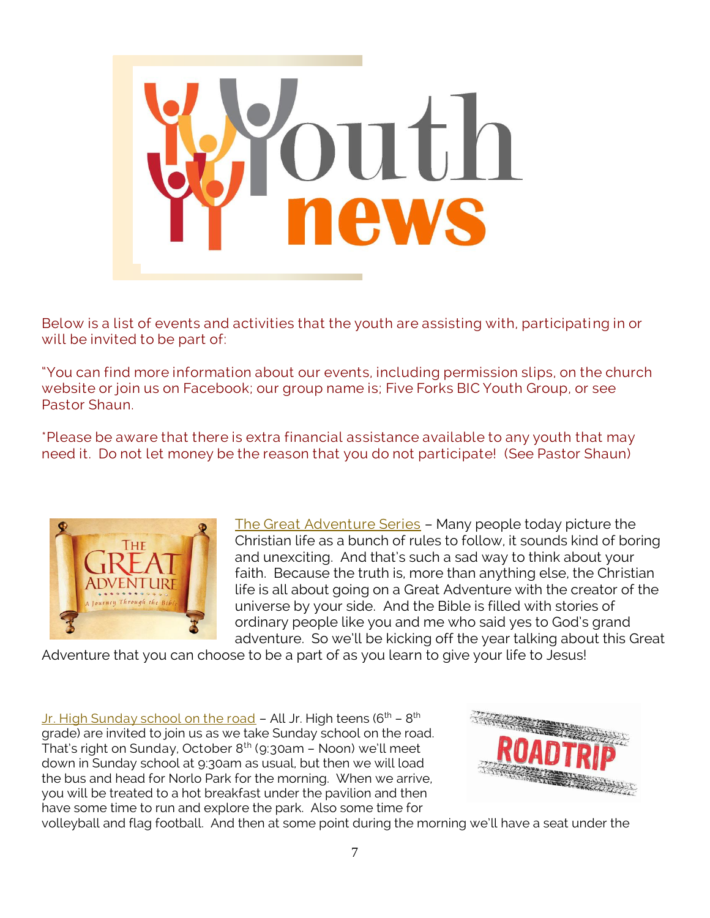# Youth news

Below is a list of events and activities that the youth are assisting with, participating in or will be invited to be part of:

"You can find more information about our events, including permission slips, on the church website or join us on Facebook; our group name is; Five Forks BIC Youth Group, or see Pastor Shaun.

*Please be aware that there is extra financial assistance available to any youth that may need it. Do not let money be the reason that you do not participate! (See Pastor Shaun)

The Great Adventure Series – Many people today picture the Christian life as a bunch of rules to follow, it sounds kind of boring and unexciting. And that's such a sad way to think about your faith. Because the truth is, more than anything else, the Christian life is all about going on a Great Adventure with the creator of the universe by your side. And the Bible is filled with stories of ordinary people like you and me who said yes to God's grand adventure. So we'll be kicking off the year talking about this Great Adventure that you can choose to be a part of as you learn to give your life to Jesus!

Jr. High Sunday school on the road – All Jr. High teens (6th – 8th grade) are invited to join us as we take Sunday school on the road. That's right on Sunday, October 8th (9:30am – Noon) we'll meet down in Sunday school at 9:30am as usual, but then we will load the bus and head for Norlo Park for the morning. When we arrive, you will be treated to a hot breakfast under the pavilion and then have some time to run and explore the park. Also some time for volleyball and flag football. And then at some point during the morning we'll have a seat under the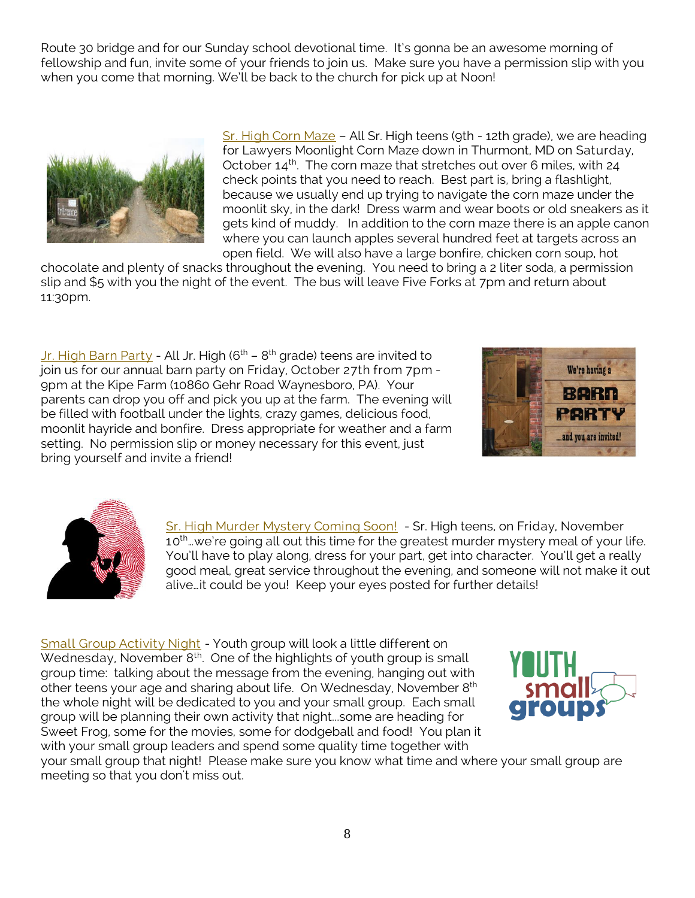Route 30 bridge and for our Sunday school devotional time. It's gonna be an awesome morning of fellowship and fun, invite some of your friends to join us. Make sure you have a permission slip with you when you come that morning. We'll be back to the church for pick up at Noon!

Sr. High Corn Maze – All Sr. High teens (9th - 12th grade), we are heading for Lawyers Moonlight Corn Maze down in Thurmont, MD on Saturday, October 14th. The corn maze that stretches out over 6 miles, with 24 check points that you need to reach. Best part is, bring a flashlight, because we usually end up trying to navigate the corn maze under the moonlit sky, in the dark! Dress warm and wear boots or old sneakers as it gets kind of muddy. In addition to the corn maze there is an apple canon where you can launch apples several hundred feet at targets across an open field. We will also have a large bonfire, chicken corn soup, hot chocolate and plenty of snacks throughout the evening. You need to bring a 2 liter soda, a permission slip and $5 with you the night of the event. The bus will leave Five Forks at 7pm and return about 11:30pm.

Jr. High Barn Party - All Jr. High (6th – 8th grade) teens are invited to join us for our annual barn party on Friday, October 27th from 7pm - 9pm at the Kipe Farm (10860 Gehr Road Waynesboro, PA). Your parents can drop you off and pick you up at the farm. The evening will be filled with football under the lights, crazy games, delicious food, moonlit hayride and bonfire. Dress appropriate for weather and a farm setting. No permission slip or money necessary for this event, just bring yourself and invite a friend!

Sr. High Murder Mystery Coming Soon! - Sr. High teens, on Friday, November 10th…we're going all out this time for the greatest murder mystery meal of your life. You'll have to play along, dress for your part, get into character. You'll get a really good meal, great service throughout the evening, and someone will not make it out alive…it could be you! Keep your eyes posted for further details!

Small Group Activity Night - Youth group will look a little different on Wednesday, November 8th. One of the highlights of youth group is small group time: talking about the message from the evening, hanging out with other teens your age and sharing about life. On Wednesday, November 8th the whole night will be dedicated to you and your small group. Each small group will be planning their own activity that night…some are heading for Sweet Frog, some for the movies, some for dodgeball and food! You plan it with your small group leaders and spend some quality time together with your small group that night! Please make sure you know what time and where your small group are meeting so that you don't miss out.